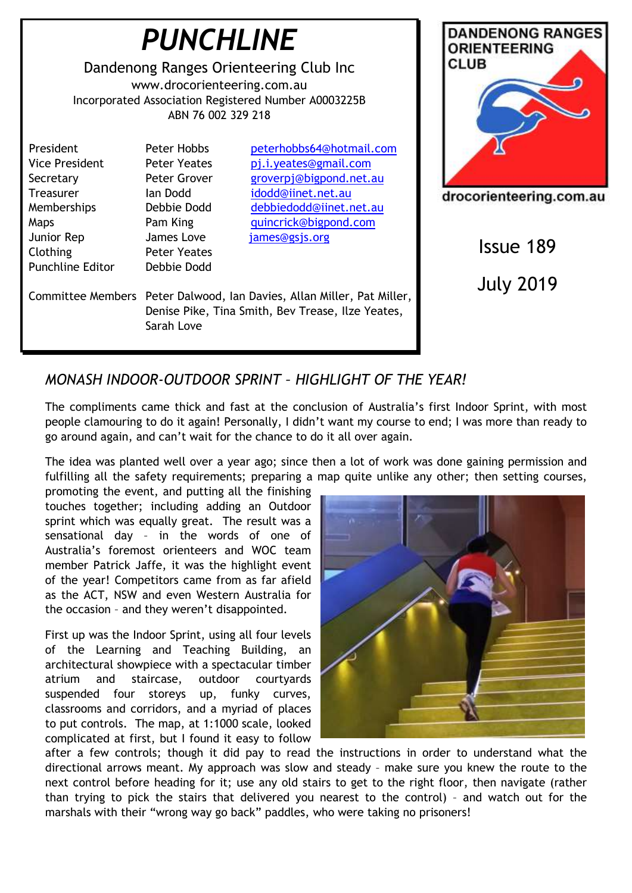# PUNCHLINE

Dandenong Ranges Orienteering Club Inc
www.drocorienteering.com.au
Incorporated Association Registered Number A0003225B
ABN 76 002 329 218

| | | |
|---|---|---|
| President | Peter Hobbs | peterhobbs64@hotmail.com |
| Vice President | Peter Yeates | pj.i.yeates@gmail.com |
| Secretary | Peter Grover | groverpj@bigpond.net.au |
| Treasurer | Ian Dodd | idodd@iinet.net.au |
| Memberships | Debbie Dodd | debbiedodd@iinet.net.au |
| Maps | Pam King | quincrick@bigpond.com |
| Junior Rep | James Love | james@gsjs.org |
| Clothing | Peter Yeates | |
| Punchline Editor | Debbie Dodd | |

Committee Members: Peter Dalwood, Ian Davies, Allan Miller, Pat Miller, Denise Pike, Tina Smith, Bev Trease, Ilze Yeates, Sarah Love

DANDENONG RANGES ORIENTEERING CLUB
drocorienteering.com.au

Issue 189

July 2019

## *MONASH INDOOR-OUTDOOR SPRINT – HIGHLIGHT OF THE YEAR!*

The compliments came thick and fast at the conclusion of Australia's first Indoor Sprint, with most people clamouring to do it again! Personally, I didn't want my course to end; I was more than ready to go around again, and can't wait for the chance to do it all over again.

The idea was planted well over a year ago; since then a lot of work was done gaining permission and fulfilling all the safety requirements; preparing a map quite unlike any other; then setting courses, promoting the event, and putting all the finishing touches together; including adding an Outdoor sprint which was equally great. The result was a sensational day – in the words of one of Australia's foremost orienteers and WOC team member Patrick Jaffe, it was the highlight event of the year! Competitors came from as far afield as the ACT, NSW and even Western Australia for the occasion – and they weren't disappointed.

First up was the Indoor Sprint, using all four levels of the Learning and Teaching Building, an architectural showpiece with a spectacular timber atrium and staircase, outdoor courtyards suspended four storeys up, funky curves, classrooms and corridors, and a myriad of places to put controls. The map, at 1:1000 scale, looked complicated at first, but I found it easy to follow after a few controls; though it did pay to read the instructions in order to understand what the directional arrows meant. My approach was slow and steady – make sure you knew the route to the next control before heading for it; use any old stairs to get to the right floor, then navigate (rather than trying to pick the stairs that delivered you nearest to the control) – and watch out for the marshals with their "wrong way go back" paddles, who were taking no prisoners!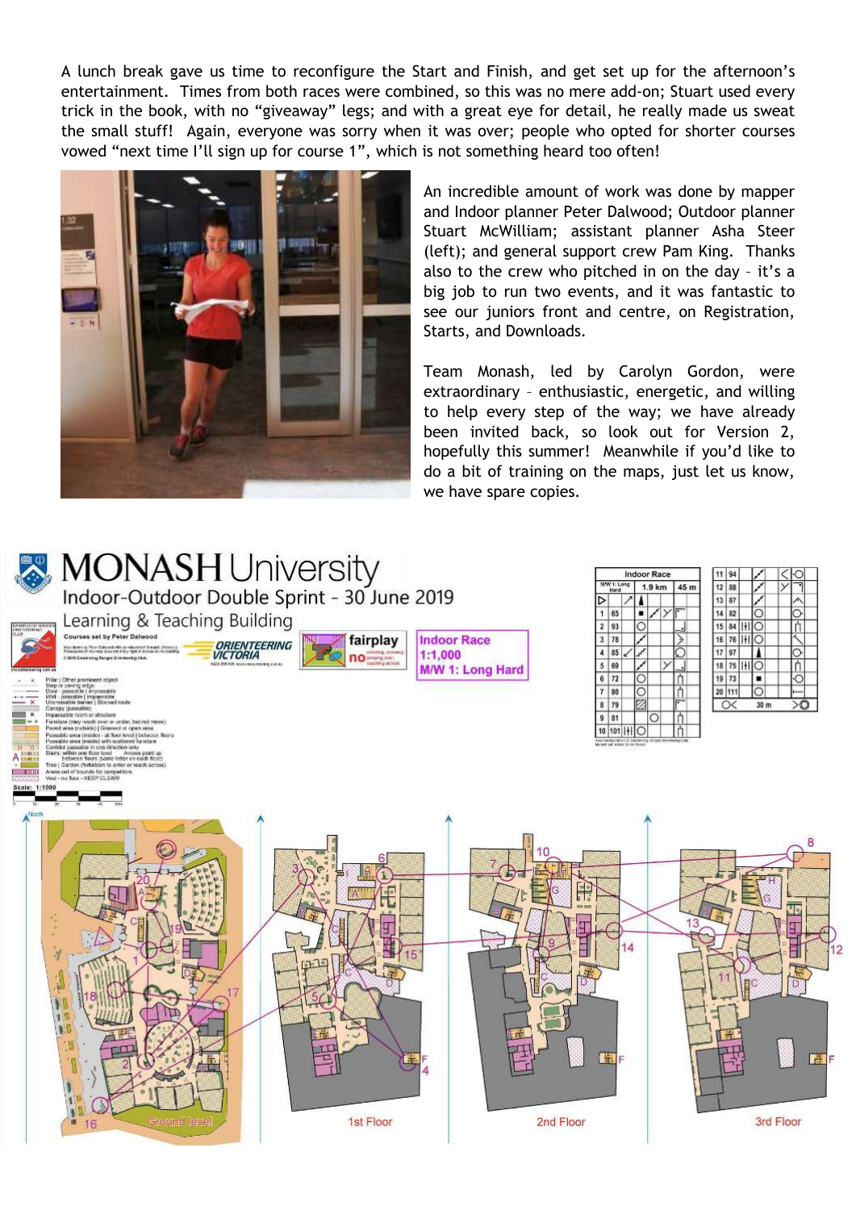A lunch break gave us time to reconfigure the Start and Finish, and get set up for the afternoon's entertainment. Times from both races were combined, so this was no mere add-on; Stuart used every trick in the book, with no "giveaway" legs; and with a great eye for detail, he really made us sweat the small stuff! Again, everyone was sorry when it was over; people who opted for shorter courses vowed "next time I'll sign up for course 1", which is not something heard too often!

An incredible amount of work was done by mapper and Indoor planner Peter Dalwood; Outdoor planner Stuart McWilliam; assistant planner Asha Steer (left); and general support crew Pam King. Thanks also to the crew who pitched in on the day – it's a big job to run two events, and it was fantastic to see our juniors front and centre, on Registration, Starts, and Downloads.

Team Monash, led by Carolyn Gordon, were extraordinary – enthusiastic, energetic, and willing to help every step of the way; we have already been invited back, so look out for Version 2, hopefully this summer! Meanwhile if you'd like to do a bit of training on the maps, just let us know, we have spare copies.

# MONASH University

## Indoor-Outdoor Double Sprint - 30 June 2019

### Learning & Teaching Building

Courses set by Peter Dalwood

**Indoor Race**
**1:1,000**
**M/W 1: Long Hard**

Scale: 1:1000

| Indoor Race | | |
|---|---|---|
| M/W 1: Long Hard | 1.9 km | 45 m |

| No. | Code |
|---|---|
| 1 | 65 |
| 2 | 93 |
| 3 | 78 |
| 4 | 85 |
| 5 | 69 |
| 6 | 72 |
| 7 | 80 |
| 8 | 79 |
| 9 | 81 |
| 10 | 101 |
| 11 | 94 |
| 12 | 88 |
| 13 | 87 |
| 14 | 82 |
| 15 | 84 |
| 16 | 76 |
| 17 | 97 |
| 18 | 75 |
| 19 | 73 |
| 20 | 111 |

30 m to Finish

Ground level | 1st Floor | 2nd Floor | 3rd Floor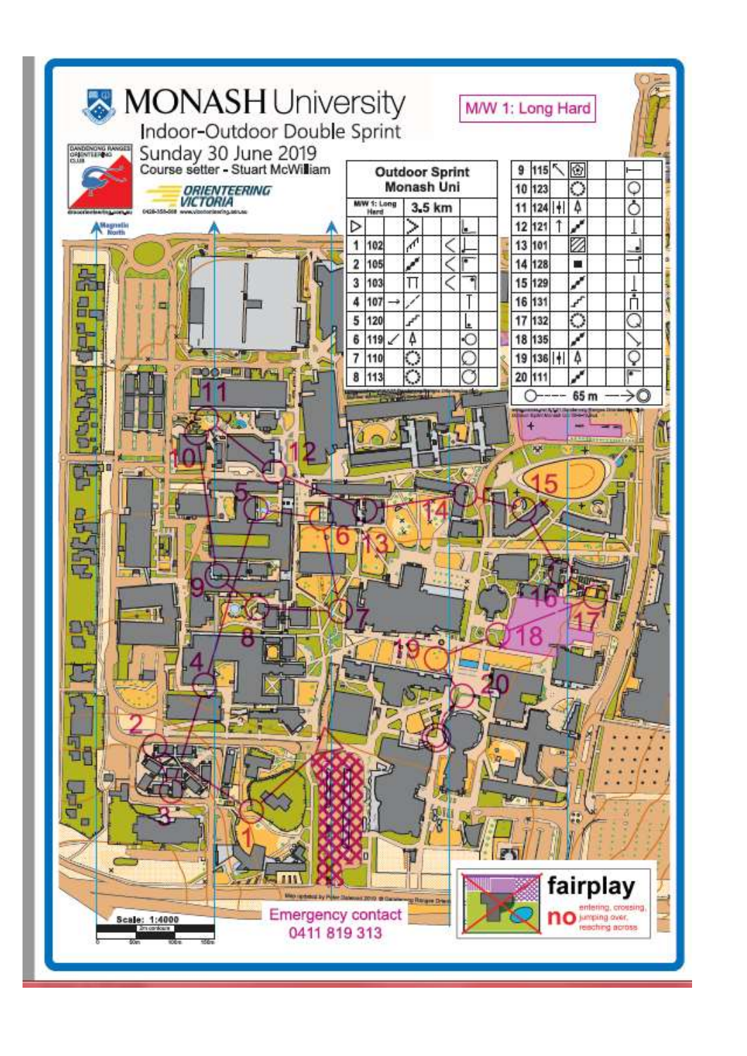# MONASH University

## Indoor-Outdoor Double Sprint

Sunday 30 June 2019

Course setter - Stuart McWilliam

ORIENTEERING VICTORIA

M/W 1: Long Hard

**Outdoor Sprint Monash Uni**

M/W 1: Long Hard — 3.5 km

| # | Code |
|---|---|
| ▷ | |
| 1 | 102 |
| 2 | 105 |
| 3 | 103 |
| 4 | 107 |
| 5 | 120 |
| 6 | 119 |
| 7 | 110 |
| 8 | 113 |
| 9 | 115 |
| 10 | 123 |
| 11 | 124 |
| 12 | 121 |
| 13 | 101 |
| 14 | 128 |
| 15 | 129 |
| 16 | 131 |
| 17 | 132 |
| 18 | 135 |
| 19 | 136 |
| 20 | 111 |

○---- 65 m ---->◎

Magnetic North

Scale: 1:4000

Emergency contact 0411 819 313

fairplay

no entering, crossing, jumping over, reaching across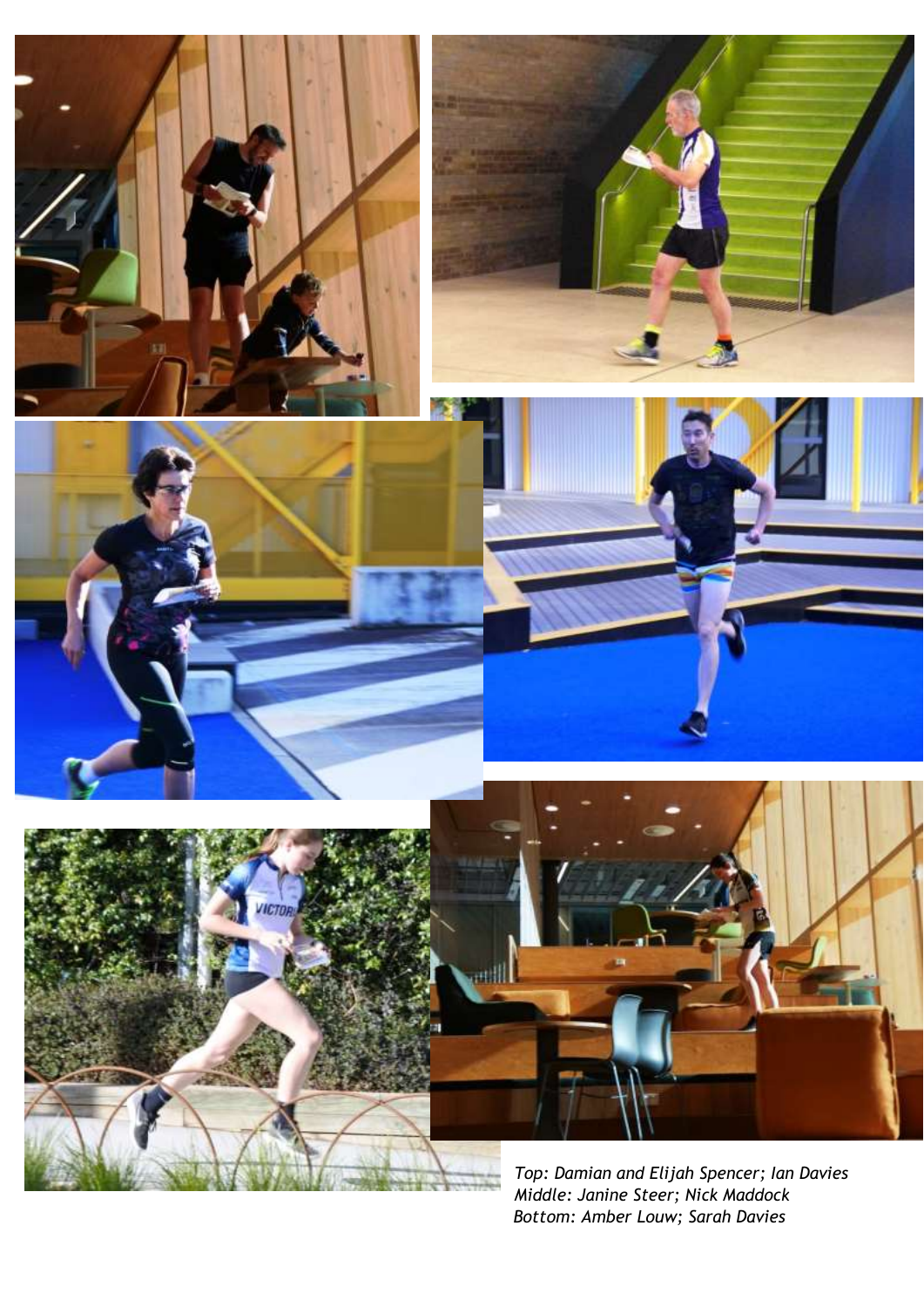*Top: Damian and Elijah Spencer; Ian Davies*
*Middle: Janine Steer; Nick Maddock*
*Bottom: Amber Louw; Sarah Davies*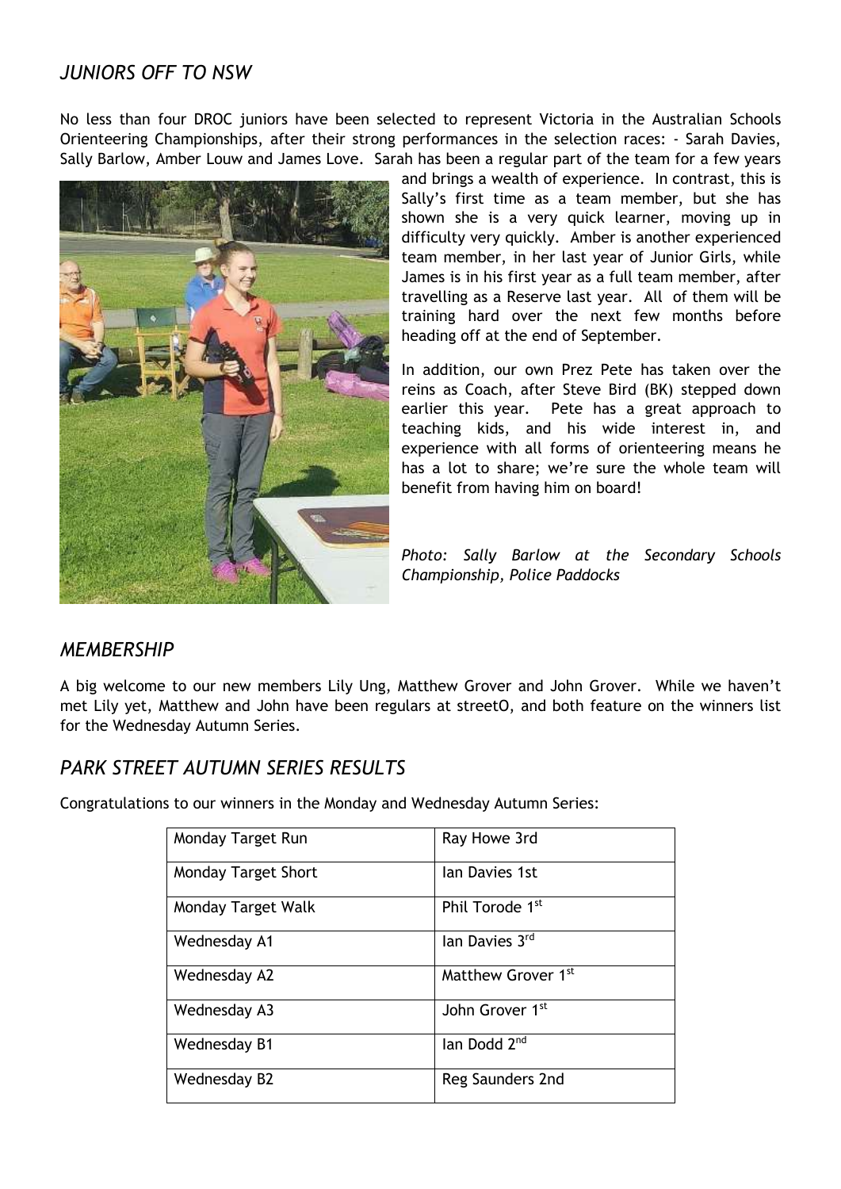## *JUNIORS OFF TO NSW*

No less than four DROC juniors have been selected to represent Victoria in the Australian Schools Orienteering Championships, after their strong performances in the selection races: - Sarah Davies, Sally Barlow, Amber Louw and James Love. Sarah has been a regular part of the team for a few years and brings a wealth of experience. In contrast, this is Sally's first time as a team member, but she has shown she is a very quick learner, moving up in difficulty very quickly. Amber is another experienced team member, in her last year of Junior Girls, while James is in his first year as a full team member, after travelling as a Reserve last year. All of them will be training hard over the next few months before heading off at the end of September.

In addition, our own Prez Pete has taken over the reins as Coach, after Steve Bird (BK) stepped down earlier this year. Pete has a great approach to teaching kids, and his wide interest in, and experience with all forms of orienteering means he has a lot to share; we're sure the whole team will benefit from having him on board!

*Photo: Sally Barlow at the Secondary Schools Championship, Police Paddocks*

## *MEMBERSHIP*

A big welcome to our new members Lily Ung, Matthew Grover and John Grover. While we haven't met Lily yet, Matthew and John have been regulars at streetO, and both feature on the winners list for the Wednesday Autumn Series.

## *PARK STREET AUTUMN SERIES RESULTS*

Congratulations to our winners in the Monday and Wednesday Autumn Series:

| | |
|---|---|
| Monday Target Run | Ray Howe 3rd |
| Monday Target Short | Ian Davies 1st |
| Monday Target Walk | Phil Torode 1st |
| Wednesday A1 | Ian Davies 3rd |
| Wednesday A2 | Matthew Grover 1st |
| Wednesday A3 | John Grover 1st |
| Wednesday B1 | Ian Dodd 2nd |
| Wednesday B2 | Reg Saunders 2nd |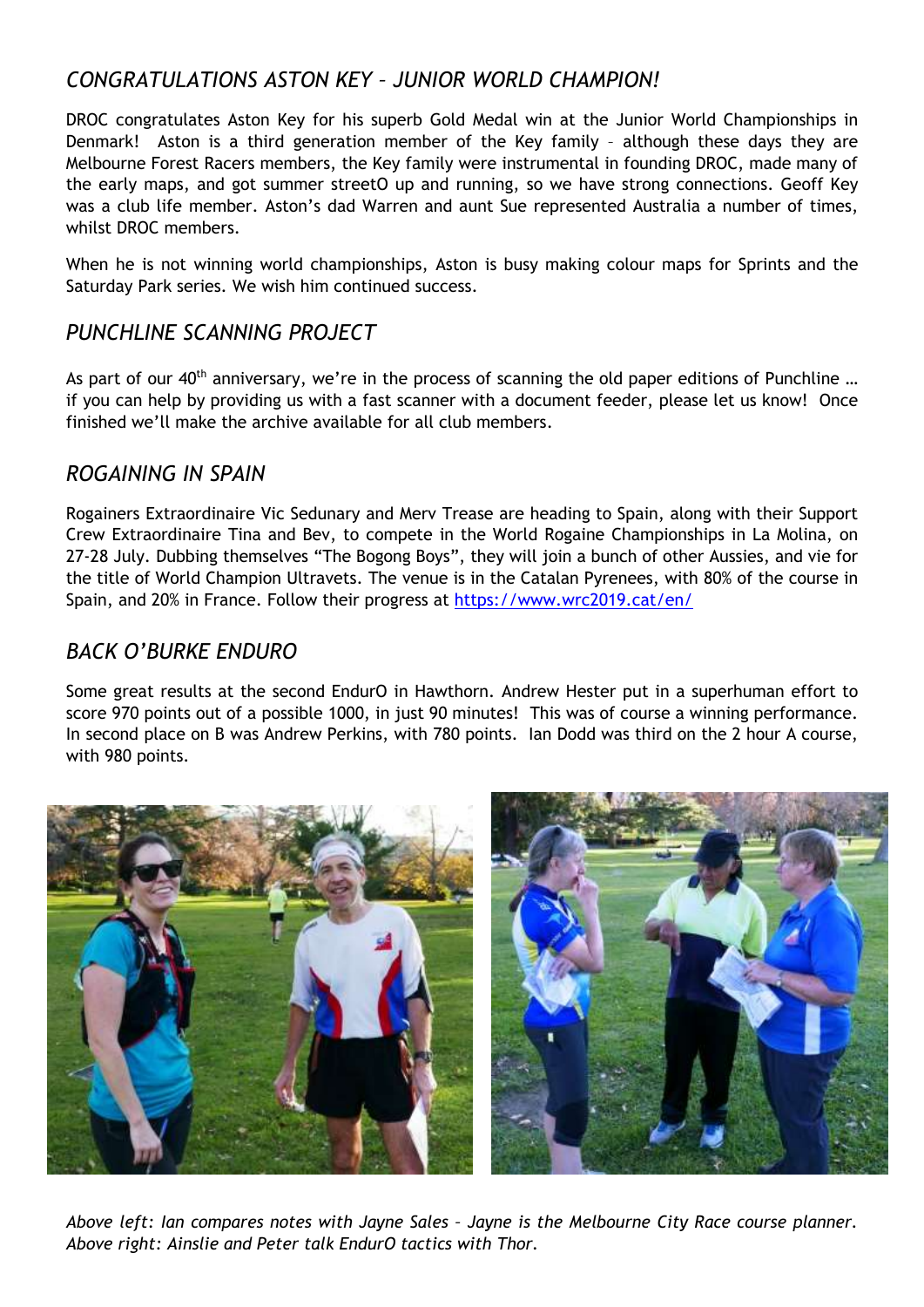## *CONGRATULATIONS ASTON KEY – JUNIOR WORLD CHAMPION!*

DROC congratulates Aston Key for his superb Gold Medal win at the Junior World Championships in Denmark! Aston is a third generation member of the Key family – although these days they are Melbourne Forest Racers members, the Key family were instrumental in founding DROC, made many of the early maps, and got summer streetO up and running, so we have strong connections. Geoff Key was a club life member. Aston's dad Warren and aunt Sue represented Australia a number of times, whilst DROC members.

When he is not winning world championships, Aston is busy making colour maps for Sprints and the Saturday Park series. We wish him continued success.

## *PUNCHLINE SCANNING PROJECT*

As part of our 40th anniversary, we're in the process of scanning the old paper editions of Punchline … if you can help by providing us with a fast scanner with a document feeder, please let us know! Once finished we'll make the archive available for all club members.

## *ROGAINING IN SPAIN*

Rogainers Extraordinaire Vic Sedunary and Merv Trease are heading to Spain, along with their Support Crew Extraordinaire Tina and Bev, to compete in the World Rogaine Championships in La Molina, on 27-28 July. Dubbing themselves "The Bogong Boys", they will join a bunch of other Aussies, and vie for the title of World Champion Ultravets. The venue is in the Catalan Pyrenees, with 80% of the course in Spain, and 20% in France. Follow their progress at https://www.wrc2019.cat/en/

## *BACK O'BURKE ENDURO*

Some great results at the second EndurO in Hawthorn. Andrew Hester put in a superhuman effort to score 970 points out of a possible 1000, in just 90 minutes! This was of course a winning performance. In second place on B was Andrew Perkins, with 780 points. Ian Dodd was third on the 2 hour A course, with 980 points.

*Above left: Ian compares notes with Jayne Sales – Jayne is the Melbourne City Race course planner. Above right: Ainslie and Peter talk EndurO tactics with Thor.*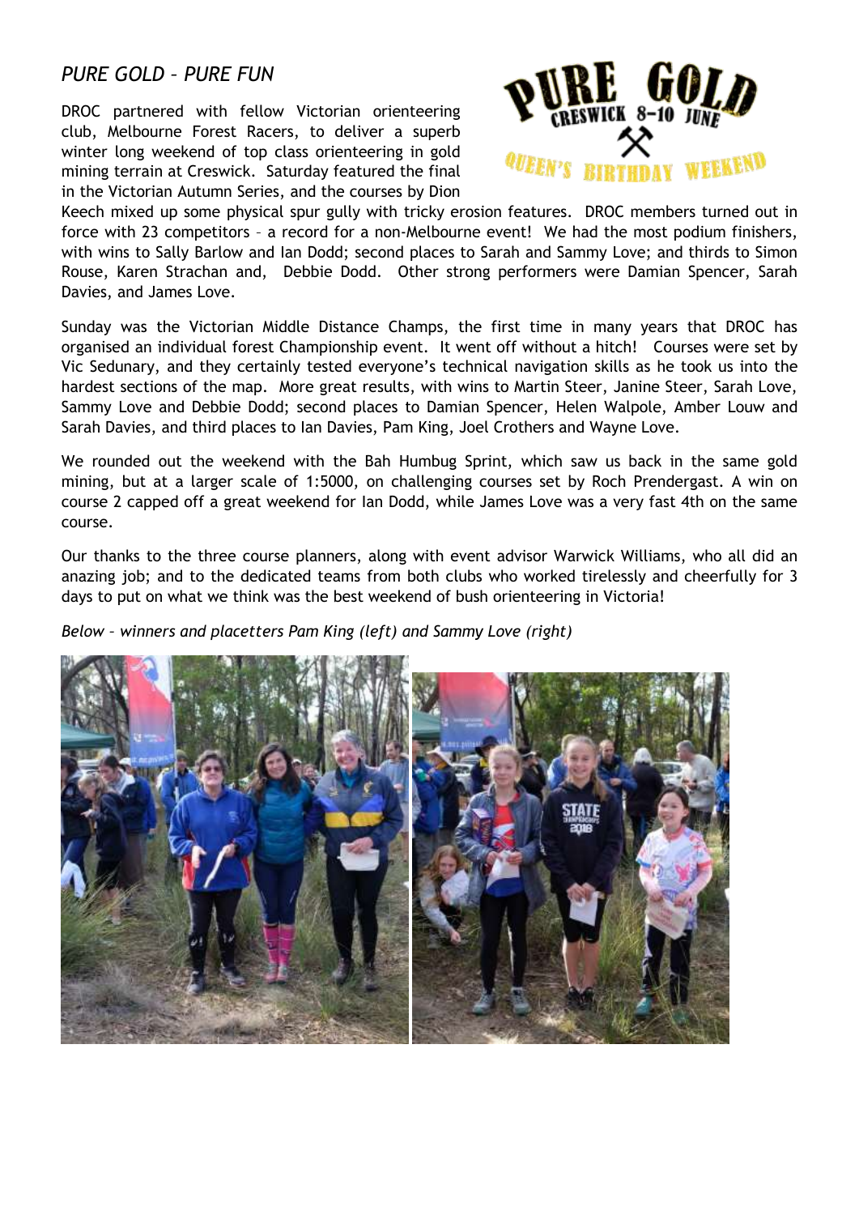## *PURE GOLD – PURE FUN*

DROC partnered with fellow Victorian orienteering club, Melbourne Forest Racers, to deliver a superb winter long weekend of top class orienteering in gold mining terrain at Creswick. Saturday featured the final in the Victorian Autumn Series, and the courses by Dion Keech mixed up some physical spur gully with tricky erosion features. DROC members turned out in force with 23 competitors – a record for a non-Melbourne event! We had the most podium finishers, with wins to Sally Barlow and Ian Dodd; second places to Sarah and Sammy Love; and thirds to Simon Rouse, Karen Strachan and, Debbie Dodd. Other strong performers were Damian Spencer, Sarah Davies, and James Love.

Sunday was the Victorian Middle Distance Champs, the first time in many years that DROC has organised an individual forest Championship event. It went off without a hitch! Courses were set by Vic Sedunary, and they certainly tested everyone's technical navigation skills as he took us into the hardest sections of the map. More great results, with wins to Martin Steer, Janine Steer, Sarah Love, Sammy Love and Debbie Dodd; second places to Damian Spencer, Helen Walpole, Amber Louw and Sarah Davies, and third places to Ian Davies, Pam King, Joel Crothers and Wayne Love.

We rounded out the weekend with the Bah Humbug Sprint, which saw us back in the same gold mining, but at a larger scale of 1:5000, on challenging courses set by Roch Prendergast. A win on course 2 capped off a great weekend for Ian Dodd, while James Love was a very fast 4th on the same course.

Our thanks to the three course planners, along with event advisor Warwick Williams, who all did an anazing job; and to the dedicated teams from both clubs who worked tirelessly and cheerfully for 3 days to put on what we think was the best weekend of bush orienteering in Victoria!

*Below – winners and placetters Pam King (left) and Sammy Love (right)*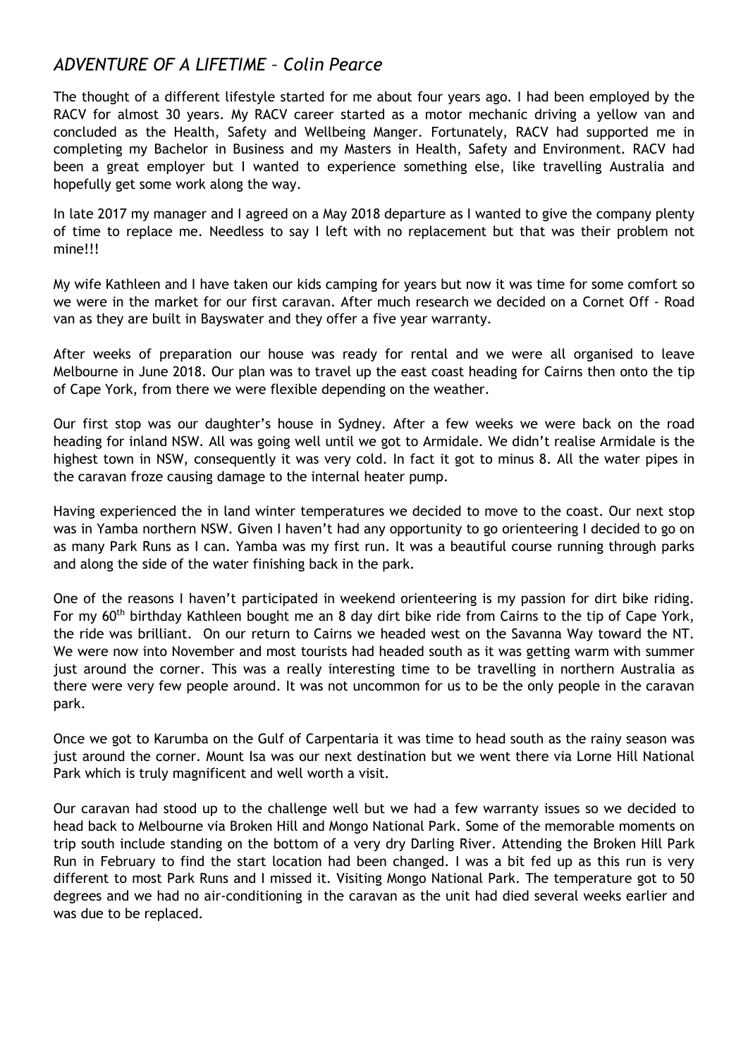## *ADVENTURE OF A LIFETIME – Colin Pearce*

The thought of a different lifestyle started for me about four years ago. I had been employed by the RACV for almost 30 years. My RACV career started as a motor mechanic driving a yellow van and concluded as the Health, Safety and Wellbeing Manger. Fortunately, RACV had supported me in completing my Bachelor in Business and my Masters in Health, Safety and Environment. RACV had been a great employer but I wanted to experience something else, like travelling Australia and hopefully get some work along the way.

In late 2017 my manager and I agreed on a May 2018 departure as I wanted to give the company plenty of time to replace me. Needless to say I left with no replacement but that was their problem not mine!!!

My wife Kathleen and I have taken our kids camping for years but now it was time for some comfort so we were in the market for our first caravan. After much research we decided on a Cornet Off - Road van as they are built in Bayswater and they offer a five year warranty.

After weeks of preparation our house was ready for rental and we were all organised to leave Melbourne in June 2018. Our plan was to travel up the east coast heading for Cairns then onto the tip of Cape York, from there we were flexible depending on the weather.

Our first stop was our daughter's house in Sydney. After a few weeks we were back on the road heading for inland NSW. All was going well until we got to Armidale. We didn't realise Armidale is the highest town in NSW, consequently it was very cold. In fact it got to minus 8. All the water pipes in the caravan froze causing damage to the internal heater pump.

Having experienced the in land winter temperatures we decided to move to the coast. Our next stop was in Yamba northern NSW. Given I haven't had any opportunity to go orienteering I decided to go on as many Park Runs as I can. Yamba was my first run. It was a beautiful course running through parks and along the side of the water finishing back in the park.

One of the reasons I haven't participated in weekend orienteering is my passion for dirt bike riding. For my 60th birthday Kathleen bought me an 8 day dirt bike ride from Cairns to the tip of Cape York, the ride was brilliant. On our return to Cairns we headed west on the Savanna Way toward the NT. We were now into November and most tourists had headed south as it was getting warm with summer just around the corner. This was a really interesting time to be travelling in northern Australia as there were very few people around. It was not uncommon for us to be the only people in the caravan park.

Once we got to Karumba on the Gulf of Carpentaria it was time to head south as the rainy season was just around the corner. Mount Isa was our next destination but we went there via Lorne Hill National Park which is truly magnificent and well worth a visit.

Our caravan had stood up to the challenge well but we had a few warranty issues so we decided to head back to Melbourne via Broken Hill and Mongo National Park. Some of the memorable moments on trip south include standing on the bottom of a very dry Darling River. Attending the Broken Hill Park Run in February to find the start location had been changed. I was a bit fed up as this run is very different to most Park Runs and I missed it. Visiting Mongo National Park. The temperature got to 50 degrees and we had no air-conditioning in the caravan as the unit had died several weeks earlier and was due to be replaced.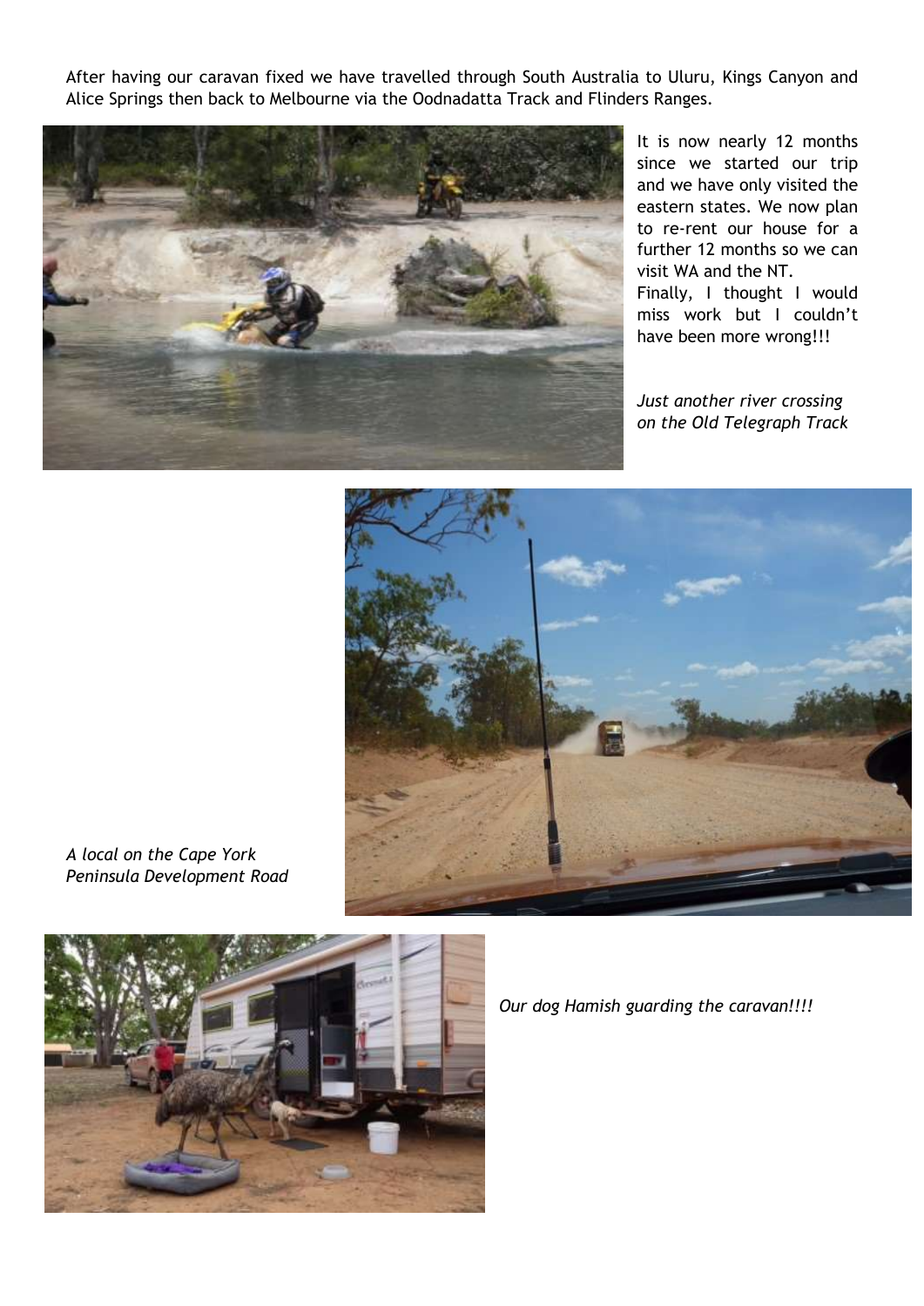After having our caravan fixed we have travelled through South Australia to Uluru, Kings Canyon and Alice Springs then back to Melbourne via the Oodnadatta Track and Flinders Ranges.

It is now nearly 12 months since we started our trip and we have only visited the eastern states. We now plan to re-rent our house for a further 12 months so we can visit WA and the NT.

Finally, I thought I would miss work but I couldn't have been more wrong!!!

*Just another river crossing on the Old Telegraph Track*

*A local on the Cape York Peninsula Development Road*

*Our dog Hamish guarding the caravan!!!!*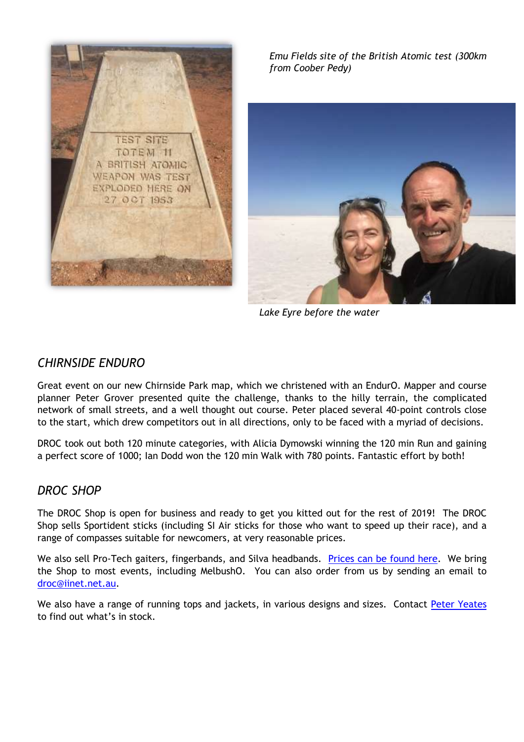*Emu Fields site of the British Atomic test (300km from Coober Pedy)*

*Lake Eyre before the water*

## *CHIRNSIDE ENDURO*

Great event on our new Chirnside Park map, which we christened with an EndurO. Mapper and course planner Peter Grover presented quite the challenge, thanks to the hilly terrain, the complicated network of small streets, and a well thought out course. Peter placed several 40-point controls close to the start, which drew competitors out in all directions, only to be faced with a myriad of decisions.

DROC took out both 120 minute categories, with Alicia Dymowski winning the 120 min Run and gaining a perfect score of 1000; Ian Dodd won the 120 min Walk with 780 points. Fantastic effort by both!

## *DROC SHOP*

The DROC Shop is open for business and ready to get you kitted out for the rest of 2019! The DROC Shop sells Sportident sticks (including SI Air sticks for those who want to speed up their race), and a range of compasses suitable for newcomers, at very reasonable prices.

We also sell Pro-Tech gaiters, fingerbands, and Silva headbands. Prices can be found here. We bring the Shop to most events, including MelbushO. You can also order from us by sending an email to droc@iinet.net.au.

We also have a range of running tops and jackets, in various designs and sizes. Contact Peter Yeates to find out what's in stock.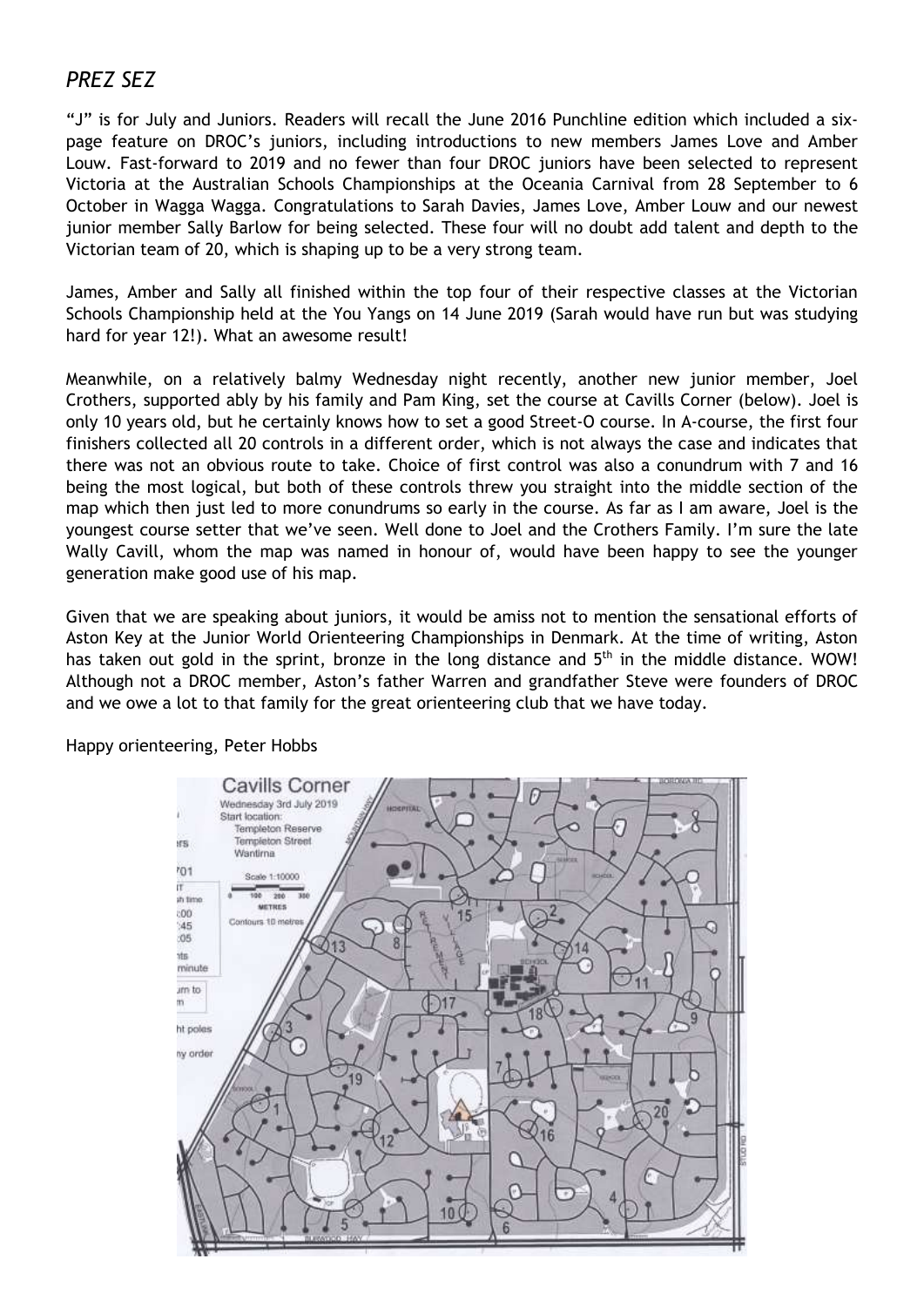## *PREZ SEZ*

"J" is for July and Juniors. Readers will recall the June 2016 Punchline edition which included a six-page feature on DROC's juniors, including introductions to new members James Love and Amber Louw. Fast-forward to 2019 and no fewer than four DROC juniors have been selected to represent Victoria at the Australian Schools Championships at the Oceania Carnival from 28 September to 6 October in Wagga Wagga. Congratulations to Sarah Davies, James Love, Amber Louw and our newest junior member Sally Barlow for being selected. These four will no doubt add talent and depth to the Victorian team of 20, which is shaping up to be a very strong team.

James, Amber and Sally all finished within the top four of their respective classes at the Victorian Schools Championship held at the You Yangs on 14 June 2019 (Sarah would have run but was studying hard for year 12!). What an awesome result!

Meanwhile, on a relatively balmy Wednesday night recently, another new junior member, Joel Crothers, supported ably by his family and Pam King, set the course at Cavills Corner (below). Joel is only 10 years old, but he certainly knows how to set a good Street-O course. In A-course, the first four finishers collected all 20 controls in a different order, which is not always the case and indicates that there was not an obvious route to take. Choice of first control was also a conundrum with 7 and 16 being the most logical, but both of these controls threw you straight into the middle section of the map which then just led to more conundrums so early in the course. As far as I am aware, Joel is the youngest course setter that we've seen. Well done to Joel and the Crothers Family. I'm sure the late Wally Cavill, whom the map was named in honour of, would have been happy to see the younger generation make good use of his map.

Given that we are speaking about juniors, it would be amiss not to mention the sensational efforts of Aston Key at the Junior World Orienteering Championships in Denmark. At the time of writing, Aston has taken out gold in the sprint, bronze in the long distance and 5th in the middle distance. WOW! Although not a DROC member, Aston's father Warren and grandfather Steve were founders of DROC and we owe a lot to that family for the great orienteering club that we have today.

Happy orienteering, Peter Hobbs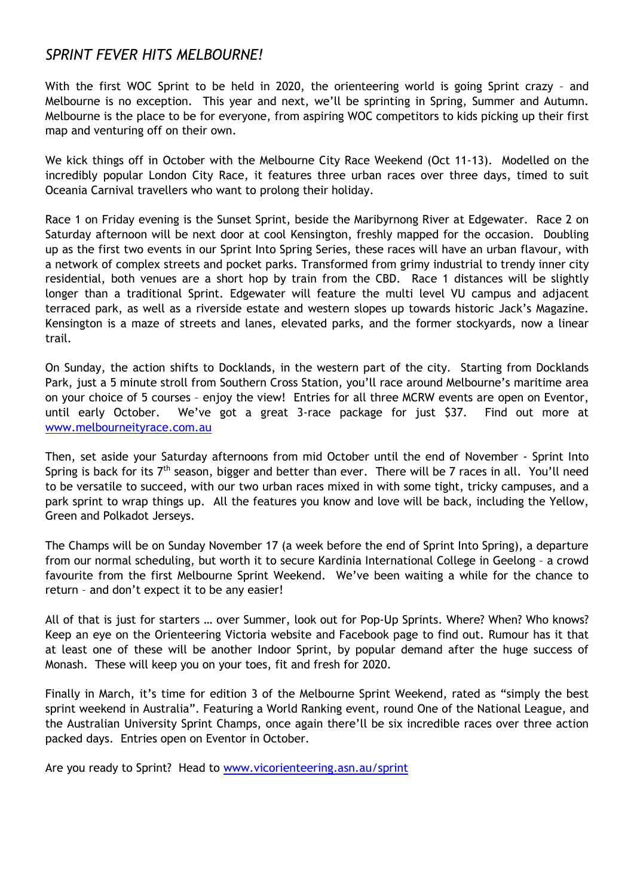## *SPRINT FEVER HITS MELBOURNE!*

With the first WOC Sprint to be held in 2020, the orienteering world is going Sprint crazy – and Melbourne is no exception. This year and next, we'll be sprinting in Spring, Summer and Autumn. Melbourne is the place to be for everyone, from aspiring WOC competitors to kids picking up their first map and venturing off on their own.

We kick things off in October with the Melbourne City Race Weekend (Oct 11-13). Modelled on the incredibly popular London City Race, it features three urban races over three days, timed to suit Oceania Carnival travellers who want to prolong their holiday.

Race 1 on Friday evening is the Sunset Sprint, beside the Maribyrnong River at Edgewater. Race 2 on Saturday afternoon will be next door at cool Kensington, freshly mapped for the occasion. Doubling up as the first two events in our Sprint Into Spring Series, these races will have an urban flavour, with a network of complex streets and pocket parks. Transformed from grimy industrial to trendy inner city residential, both venues are a short hop by train from the CBD. Race 1 distances will be slightly longer than a traditional Sprint. Edgewater will feature the multi level VU campus and adjacent terraced park, as well as a riverside estate and western slopes up towards historic Jack's Magazine. Kensington is a maze of streets and lanes, elevated parks, and the former stockyards, now a linear trail.

On Sunday, the action shifts to Docklands, in the western part of the city. Starting from Docklands Park, just a 5 minute stroll from Southern Cross Station, you'll race around Melbourne's maritime area on your choice of 5 courses – enjoy the view! Entries for all three MCRW events are open on Eventor, until early October. We've got a great 3-race package for just $37. Find out more at www.melbourneityrace.com.au

Then, set aside your Saturday afternoons from mid October until the end of November - Sprint Into Spring is back for its 7th season, bigger and better than ever. There will be 7 races in all. You'll need to be versatile to succeed, with our two urban races mixed in with some tight, tricky campuses, and a park sprint to wrap things up. All the features you know and love will be back, including the Yellow, Green and Polkadot Jerseys.

The Champs will be on Sunday November 17 (a week before the end of Sprint Into Spring), a departure from our normal scheduling, but worth it to secure Kardinia International College in Geelong – a crowd favourite from the first Melbourne Sprint Weekend. We've been waiting a while for the chance to return – and don't expect it to be any easier!

All of that is just for starters … over Summer, look out for Pop-Up Sprints. Where? When? Who knows? Keep an eye on the Orienteering Victoria website and Facebook page to find out. Rumour has it that at least one of these will be another Indoor Sprint, by popular demand after the huge success of Monash. These will keep you on your toes, fit and fresh for 2020.

Finally in March, it's time for edition 3 of the Melbourne Sprint Weekend, rated as "simply the best sprint weekend in Australia". Featuring a World Ranking event, round One of the National League, and the Australian University Sprint Champs, once again there'll be six incredible races over three action packed days. Entries open on Eventor in October.

Are you ready to Sprint? Head to www.vicorienteering.asn.au/sprint